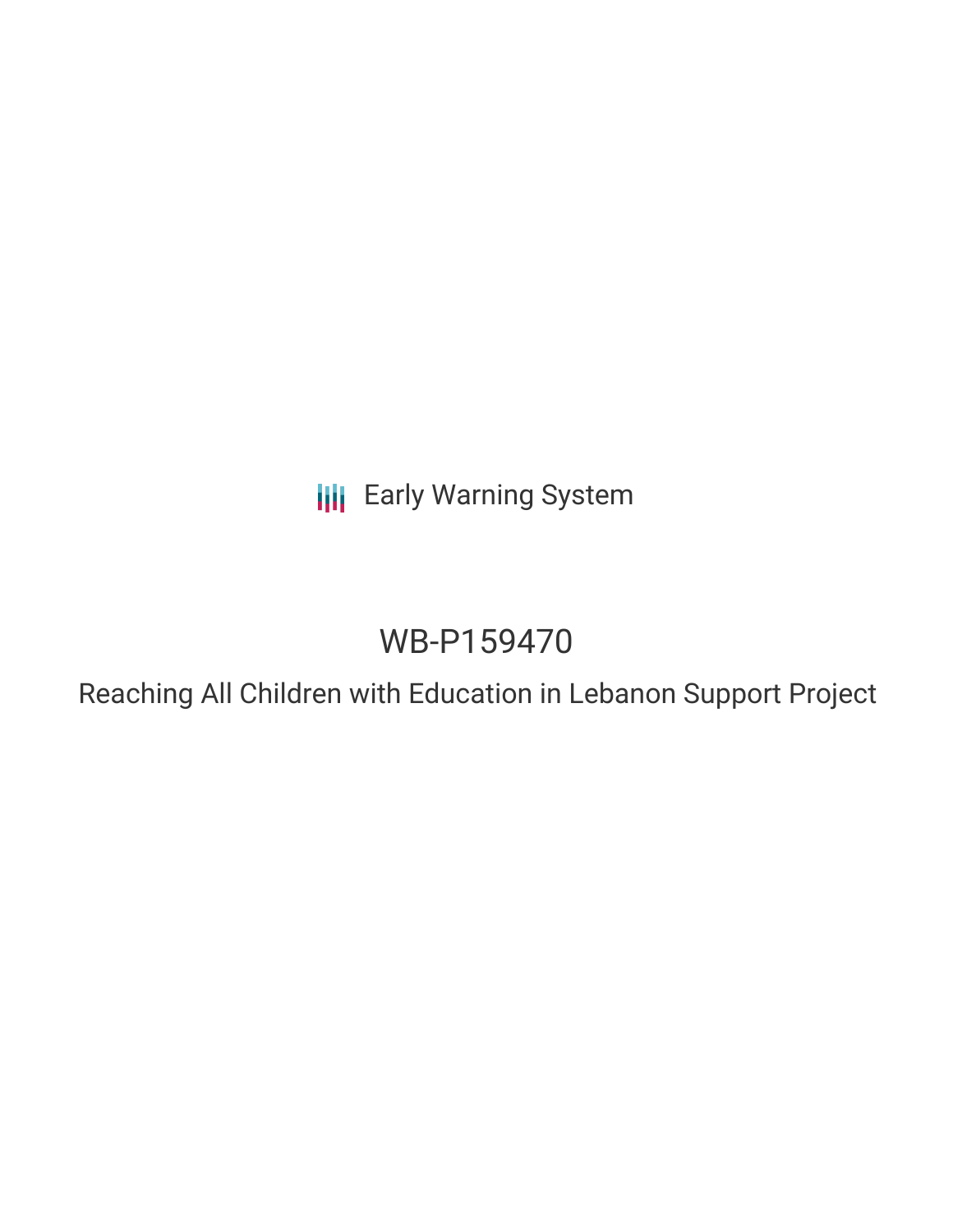Early Warning System

# WB-P159470

## Reaching All Children with Education in Lebanon Support Project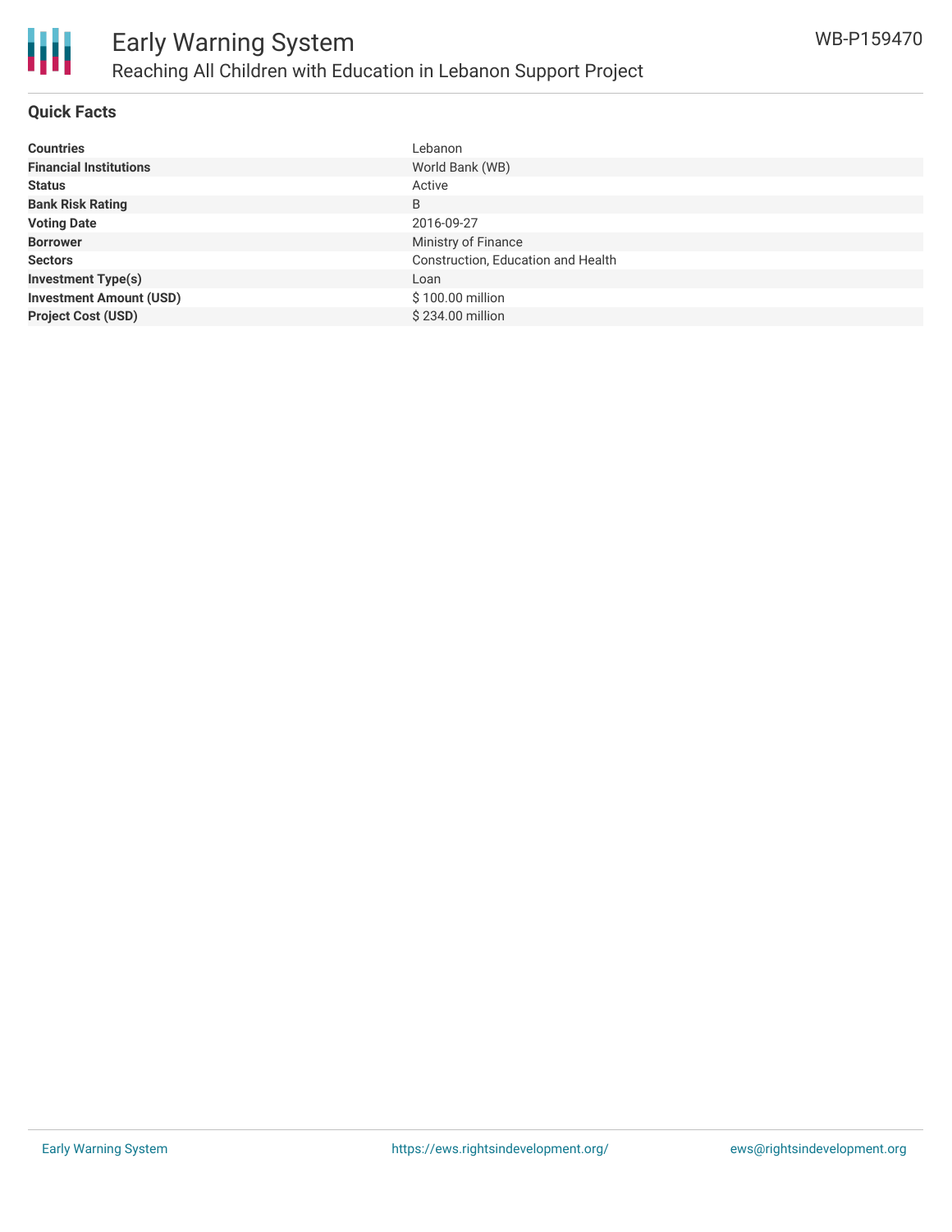## Quick Facts

| | |
|---|---|
| **Countries** | Lebanon |
| **Financial Institutions** | World Bank (WB) |
| **Status** | Active |
| **Bank Risk Rating** | B |
| **Voting Date** | 2016-09-27 |
| **Borrower** | Ministry of Finance |
| **Sectors** | Construction, Education and Health |
| **Investment Type(s)** | Loan |
| **Investment Amount (USD)** | $ 100.00 million |
| **Project Cost (USD)** | $ 234.00 million |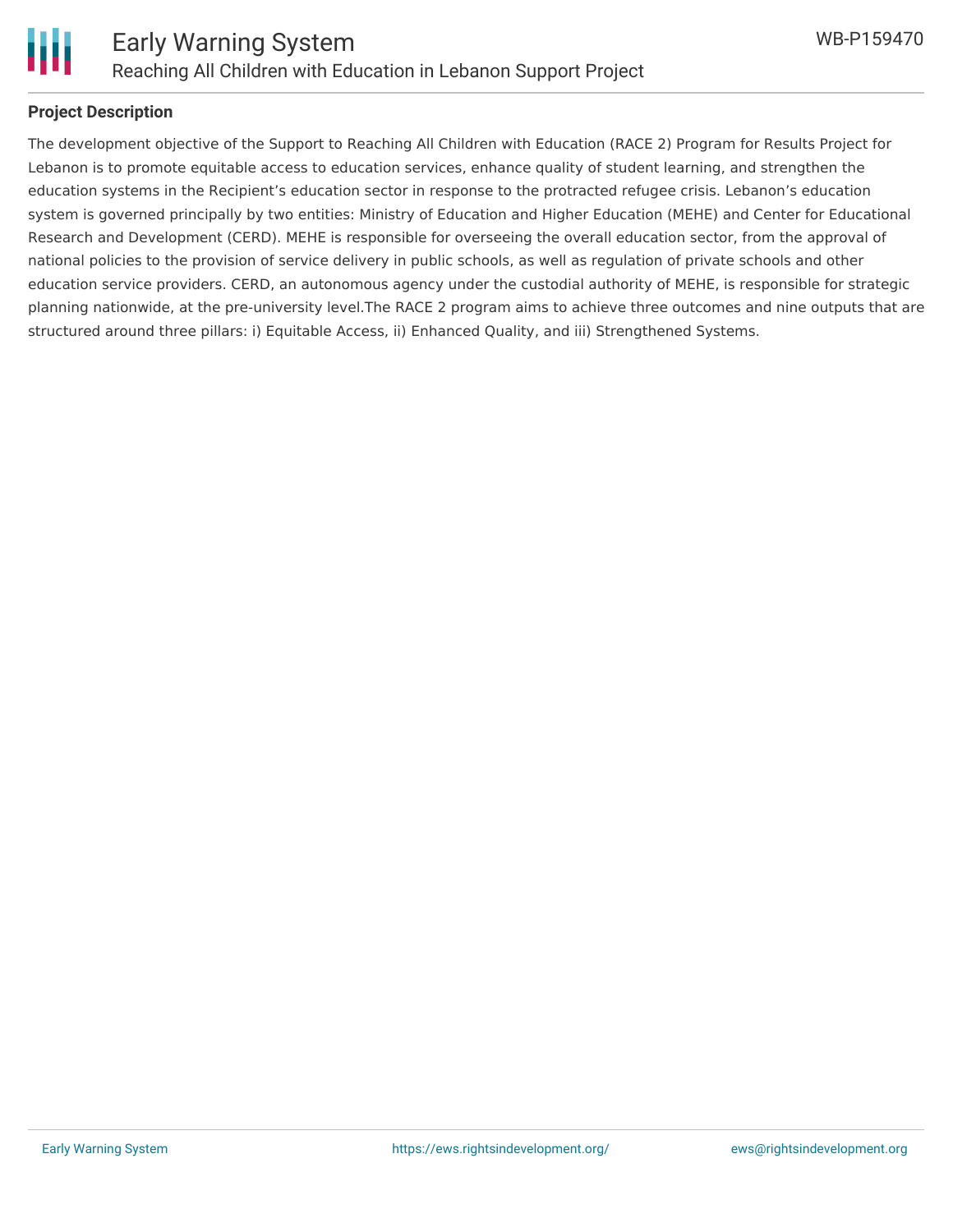## Project Description

The development objective of the Support to Reaching All Children with Education (RACE 2) Program for Results Project for Lebanon is to promote equitable access to education services, enhance quality of student learning, and strengthen the education systems in the Recipient's education sector in response to the protracted refugee crisis. Lebanon's education system is governed principally by two entities: Ministry of Education and Higher Education (MEHE) and Center for Educational Research and Development (CERD). MEHE is responsible for overseeing the overall education sector, from the approval of national policies to the provision of service delivery in public schools, as well as regulation of private schools and other education service providers. CERD, an autonomous agency under the custodial authority of MEHE, is responsible for strategic planning nationwide, at the pre-university level.The RACE 2 program aims to achieve three outcomes and nine outputs that are structured around three pillars: i) Equitable Access, ii) Enhanced Quality, and iii) Strengthened Systems.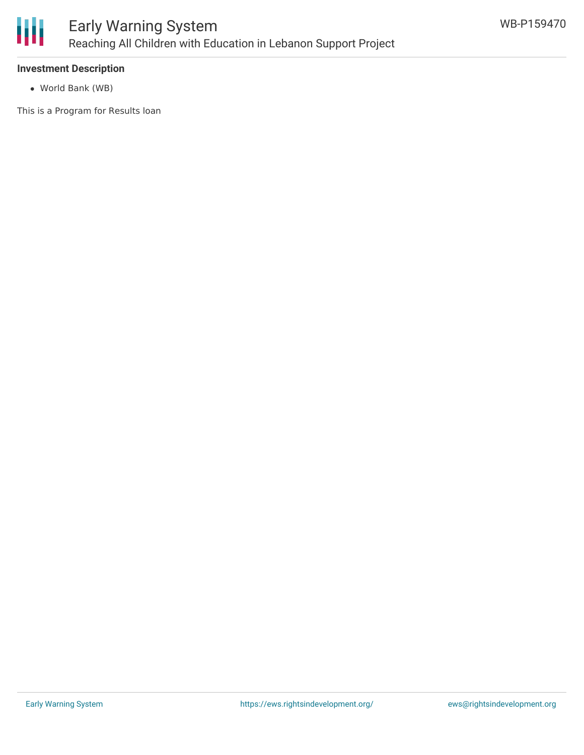**Investment Description**

- World Bank (WB)

This is a Program for Results loan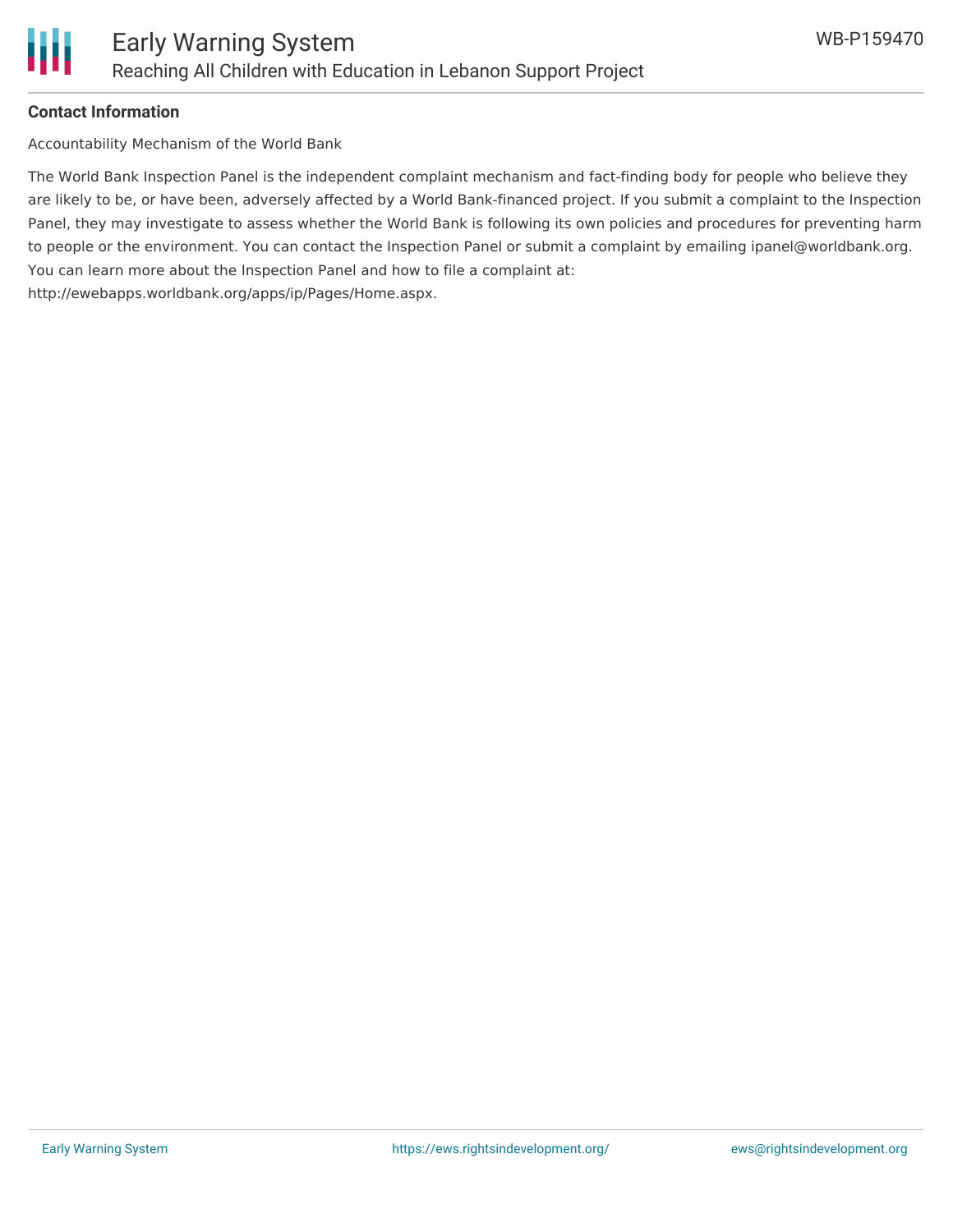**Contact Information**

Accountability Mechanism of the World Bank

The World Bank Inspection Panel is the independent complaint mechanism and fact-finding body for people who believe they are likely to be, or have been, adversely affected by a World Bank-financed project. If you submit a complaint to the Inspection Panel, they may investigate to assess whether the World Bank is following its own policies and procedures for preventing harm to people or the environment. You can contact the Inspection Panel or submit a complaint by emailing ipanel@worldbank.org. You can learn more about the Inspection Panel and how to file a complaint at: http://ewebapps.worldbank.org/apps/ip/Pages/Home.aspx.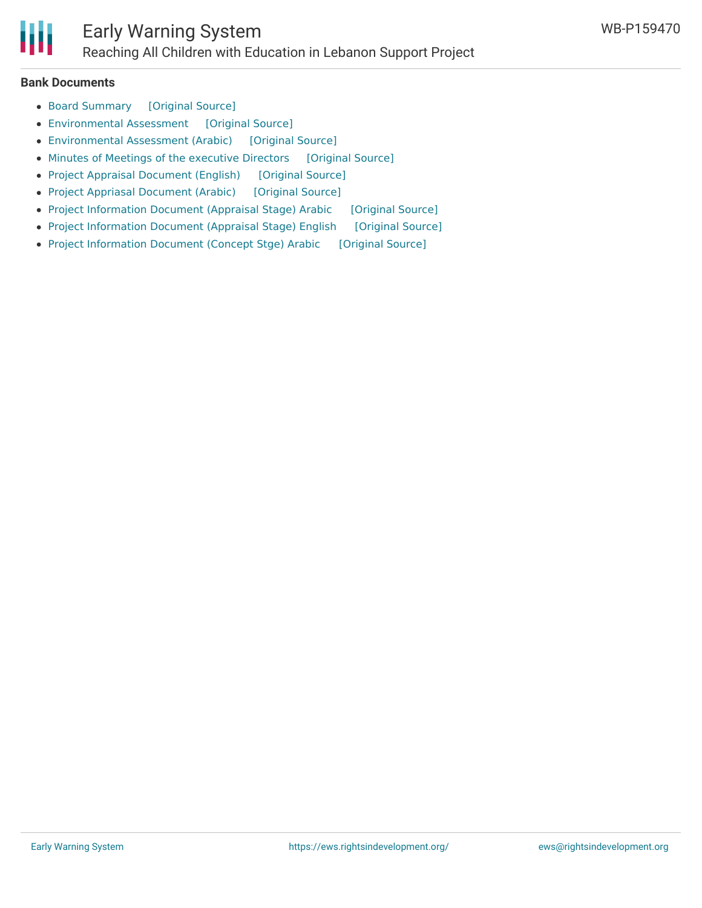## Bank Documents

- Board Summary [Original Source]
- Environmental Assessment [Original Source]
- Environmental Assessment (Arabic) [Original Source]
- Minutes of Meetings of the executive Directors [Original Source]
- Project Appraisal Document (English) [Original Source]
- Project Appriasal Document (Arabic) [Original Source]
- Project Information Document (Appraisal Stage) Arabic [Original Source]
- Project Information Document (Appraisal Stage) English [Original Source]
- Project Information Document (Concept Stge) Arabic [Original Source]